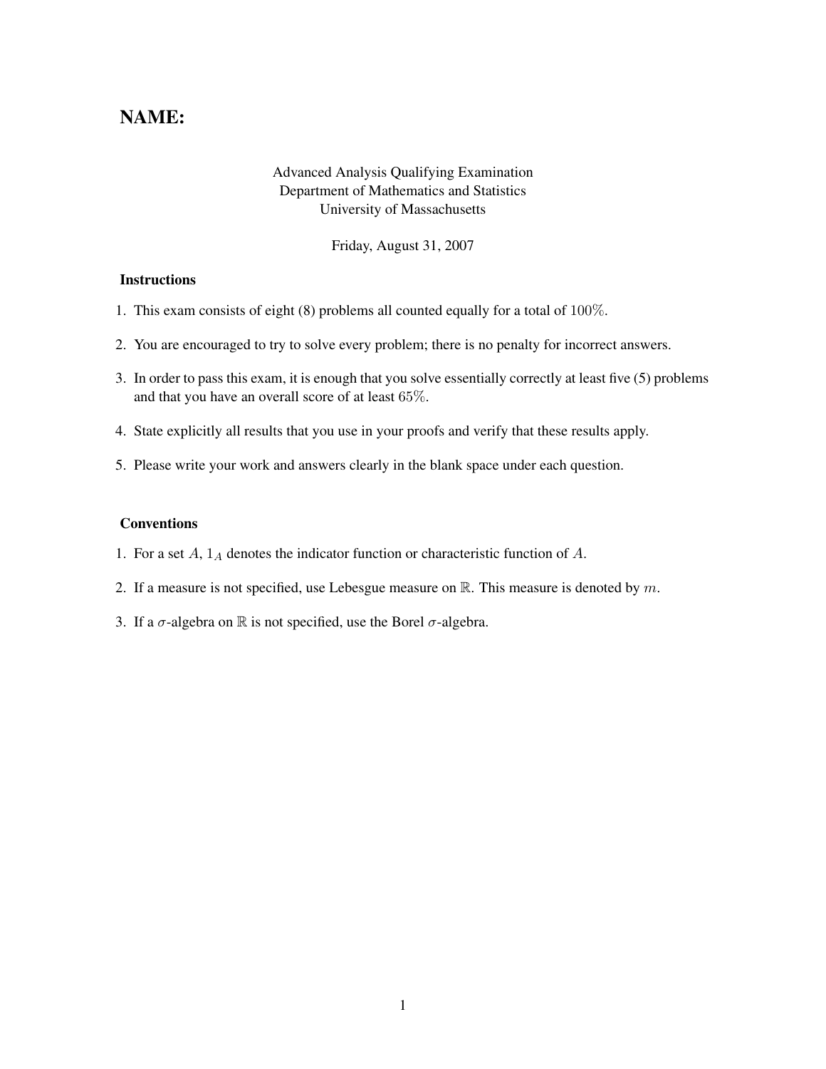# NAME:

Advanced Analysis Qualifying Examination
Department of Mathematics and Statistics
University of Massachusetts

Friday, August 31, 2007

### Instructions

1. This exam consists of eight (8) problems all counted equally for a total of $100\%$.
2. You are encouraged to try to solve every problem; there is no penalty for incorrect answers.
3. In order to pass this exam, it is enough that you solve essentially correctly at least five (5) problems and that you have an overall score of at least $65\%$.
4. State explicitly all results that you use in your proofs and verify that these results apply.
5. Please write your work and answers clearly in the blank space under each question.

### Conventions

1. For a set $A$, $1_A$ denotes the indicator function or characteristic function of $A$.
2. If a measure is not specified, use Lebesgue measure on $\mathbb{R}$. This measure is denoted by $m$.
3. If a $\sigma$-algebra on $\mathbb{R}$ is not specified, use the Borel $\sigma$-algebra.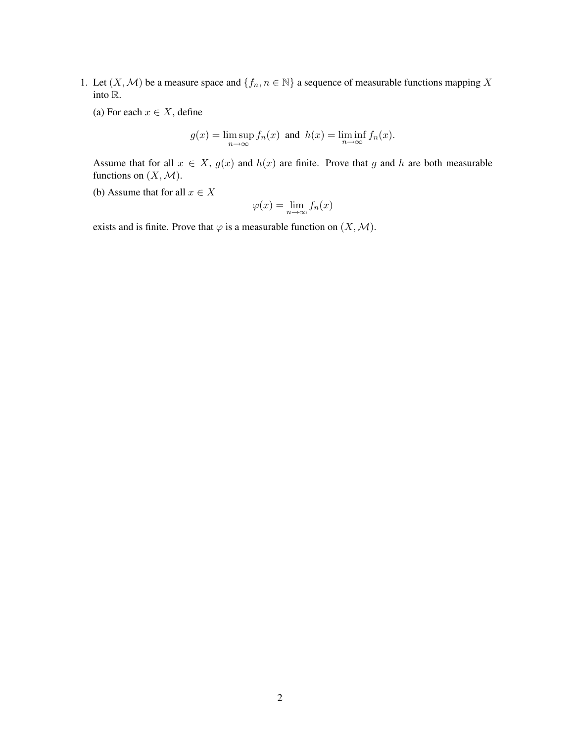1. Let $(X, \mathcal{M})$ be a measure space and $\{f_n, n \in \mathbb{N}\}$ a sequence of measurable functions mapping $X$ into $\mathbb{R}$.

   (a) For each $x \in X$, define

   $$g(x) = \limsup_{n \to \infty} f_n(x) \text{ and } h(x) = \liminf_{n \to \infty} f_n(x).$$

   Assume that for all $x \in X$, $g(x)$ and $h(x)$ are finite. Prove that $g$ and $h$ are both measurable functions on $(X, \mathcal{M})$.

   (b) Assume that for all $x \in X$

   $$\varphi(x) = \lim_{n \to \infty} f_n(x)$$

   exists and is finite. Prove that $\varphi$ is a measurable function on $(X, \mathcal{M})$.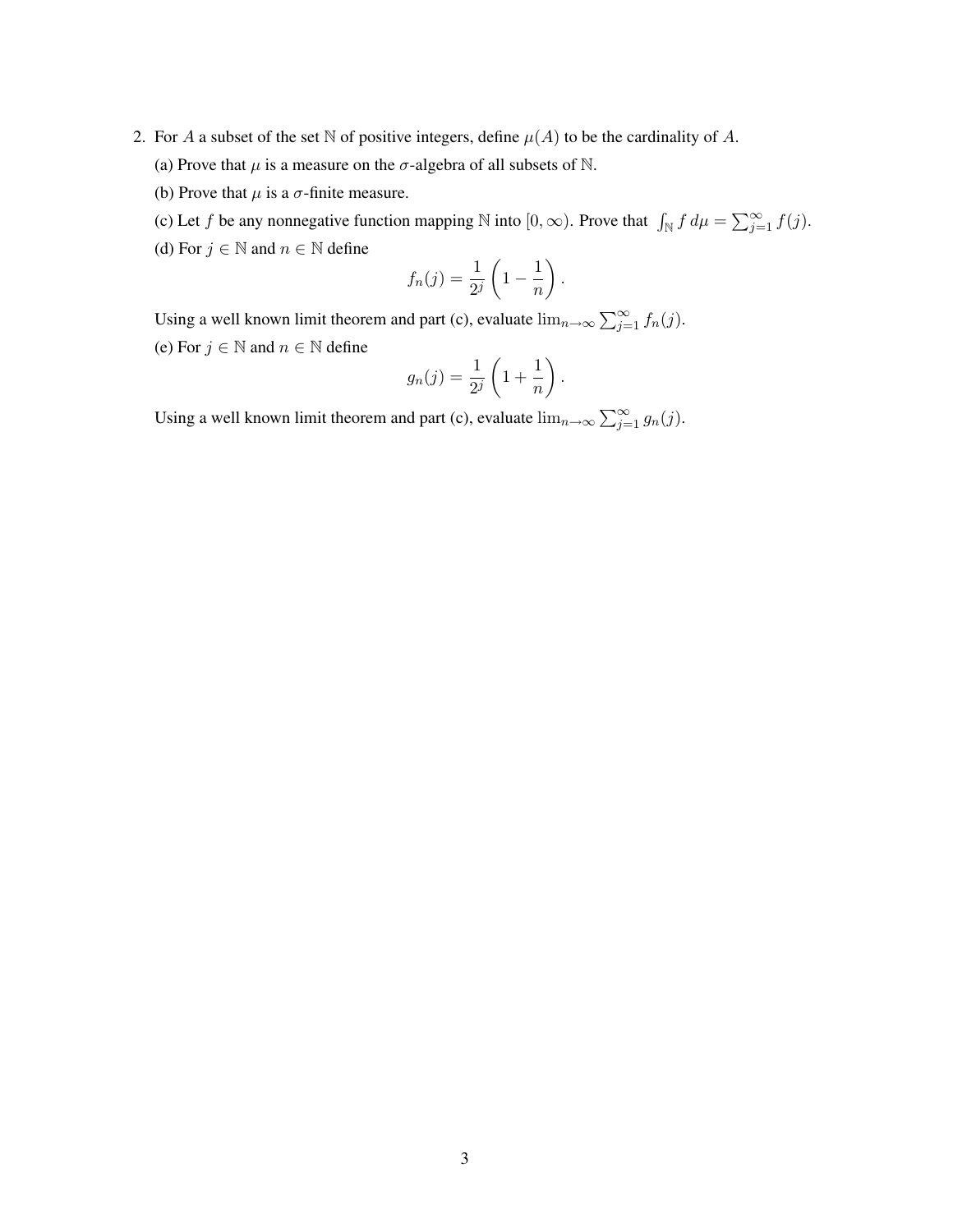2. For $A$ a subset of the set $\mathbb{N}$ of positive integers, define $\mu(A)$ to be the cardinality of $A$.

   (a) Prove that $\mu$ is a measure on the $\sigma$-algebra of all subsets of $\mathbb{N}$.

   (b) Prove that $\mu$ is a $\sigma$-finite measure.

   (c) Let $f$ be any nonnegative function mapping $\mathbb{N}$ into $[0, \infty)$. Prove that $\int_{\mathbb{N}} f \, d\mu = \sum_{j=1}^{\infty} f(j)$.

   (d) For $j \in \mathbb{N}$ and $n \in \mathbb{N}$ define

   $$f_n(j) = \frac{1}{2^j}\left(1 - \frac{1}{n}\right).$$

   Using a well known limit theorem and part (c), evaluate $\lim_{n \to \infty} \sum_{j=1}^{\infty} f_n(j)$.

   (e) For $j \in \mathbb{N}$ and $n \in \mathbb{N}$ define

   $$g_n(j) = \frac{1}{2^j}\left(1 + \frac{1}{n}\right).$$

   Using a well known limit theorem and part (c), evaluate $\lim_{n \to \infty} \sum_{j=1}^{\infty} g_n(j)$.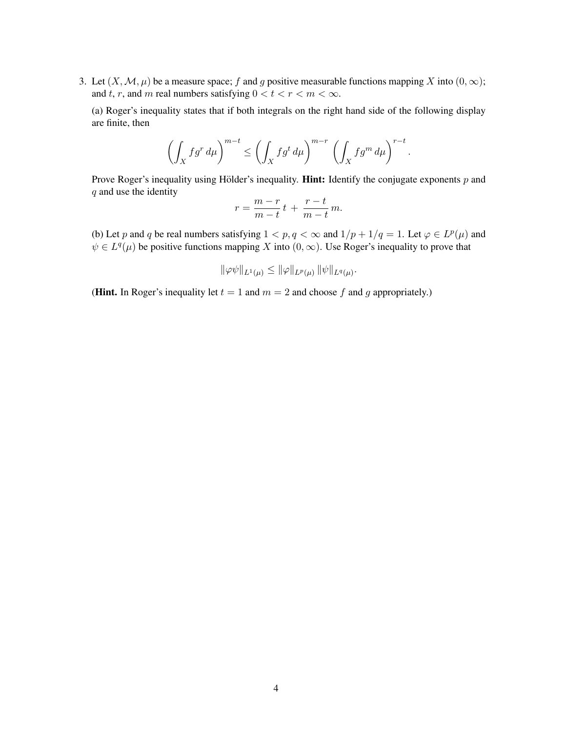3. Let $(X, \mathcal{M}, \mu)$ be a measure space; $f$ and $g$ positive measurable functions mapping $X$ into $(0, \infty)$; and $t$, $r$, and $m$ real numbers satisfying $0 < t < r < m < \infty$.

   (a) Roger's inequality states that if both integrals on the right hand side of the following display are finite, then

   $$\left( \int_X f g^r \, d\mu \right)^{m-t} \le \left( \int_X f g^t \, d\mu \right)^{m-r} \left( \int_X f g^m \, d\mu \right)^{r-t}.$$

   Prove Roger's inequality using Hölder's inequality. **Hint:** Identify the conjugate exponents $p$ and $q$ and use the identity

   $$r = \frac{m-r}{m-t}\, t + \frac{r-t}{m-t}\, m.$$

   (b) Let $p$ and $q$ be real numbers satisfying $1 < p, q < \infty$ and $1/p + 1/q = 1$. Let $\varphi \in L^p(\mu)$ and $\psi \in L^q(\mu)$ be positive functions mapping $X$ into $(0, \infty)$. Use Roger's inequality to prove that

   $$\|\varphi \psi\|_{L^1(\mu)} \le \|\varphi\|_{L^p(\mu)} \, \|\psi\|_{L^q(\mu)}.$$

   (**Hint.** In Roger's inequality let $t = 1$ and $m = 2$ and choose $f$ and $g$ appropriately.)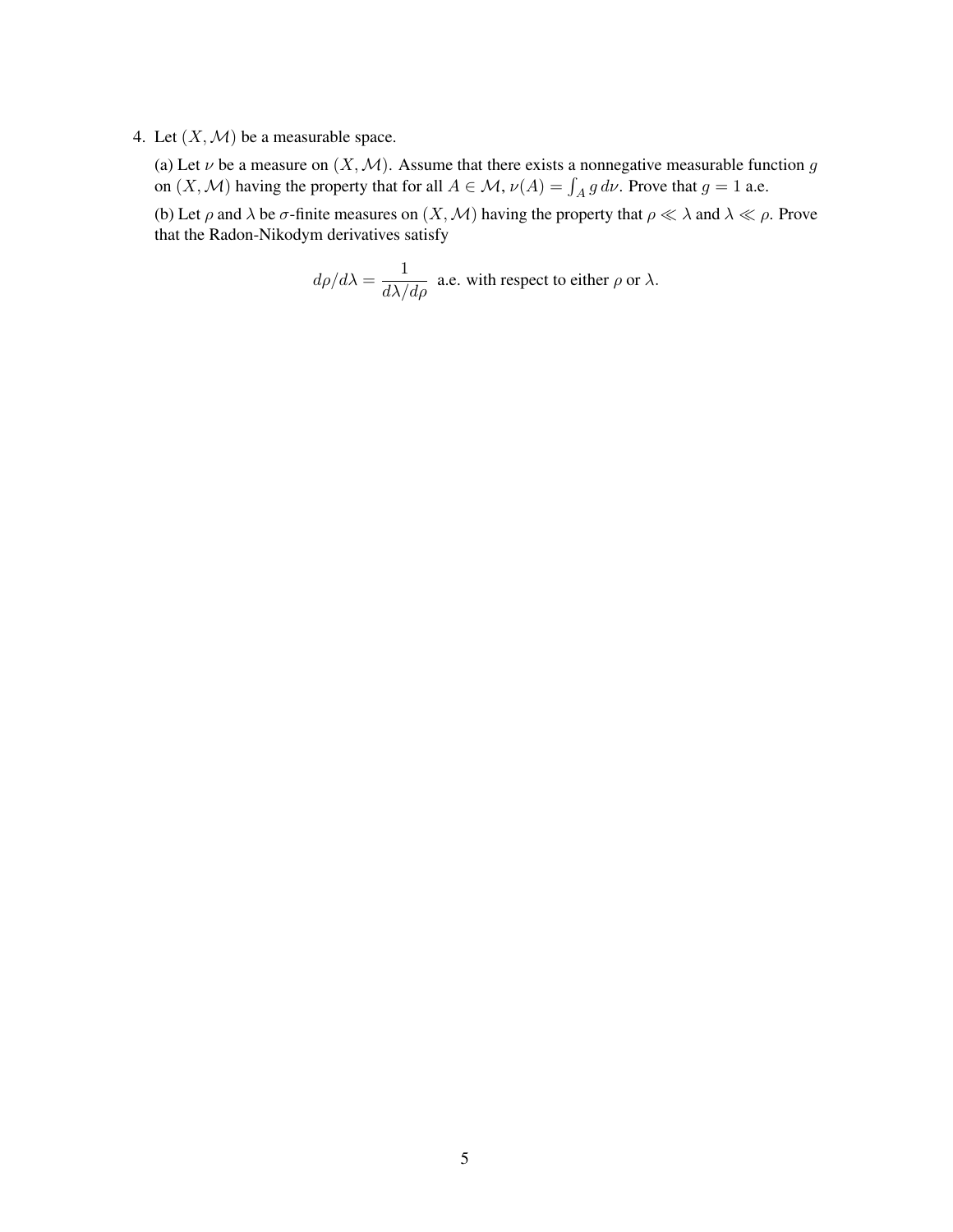4. Let $(X, \mathcal{M})$ be a measurable space.

   (a) Let $\nu$ be a measure on $(X, \mathcal{M})$. Assume that there exists a nonnegative measurable function $g$ on $(X, \mathcal{M})$ having the property that for all $A \in \mathcal{M}$, $\nu(A) = \int_A g \, d\nu$. Prove that $g = 1$ a.e.

   (b) Let $\rho$ and $\lambda$ be $\sigma$-finite measures on $(X, \mathcal{M})$ having the property that $\rho \ll \lambda$ and $\lambda \ll \rho$. Prove that the Radon-Nikodym derivatives satisfy

$$d\rho/d\lambda = \frac{1}{d\lambda/d\rho} \text{ a.e. with respect to either } \rho \text{ or } \lambda.$$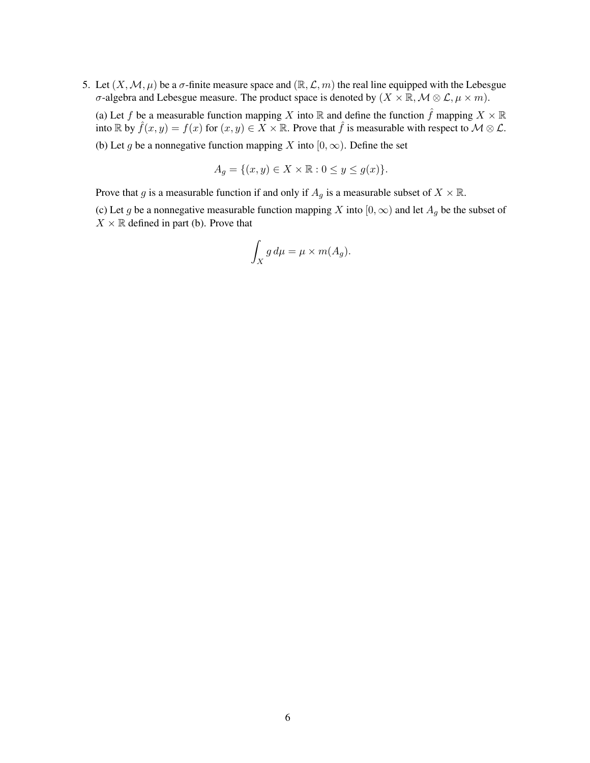5. Let $(X, \mathcal{M}, \mu)$ be a $\sigma$-finite measure space and $(\mathbb{R}, \mathcal{L}, m)$ the real line equipped with the Lebesgue $\sigma$-algebra and Lebesgue measure. The product space is denoted by $(X \times \mathbb{R}, \mathcal{M} \otimes \mathcal{L}, \mu \times m)$.

   (a) Let $f$ be a measurable function mapping $X$ into $\mathbb{R}$ and define the function $\hat{f}$ mapping $X \times \mathbb{R}$ into $\mathbb{R}$ by $\hat{f}(x, y) = f(x)$ for $(x, y) \in X \times \mathbb{R}$. Prove that $\hat{f}$ is measurable with respect to $\mathcal{M} \otimes \mathcal{L}$.

   (b) Let $g$ be a nonnegative function mapping $X$ into $[0, \infty)$. Define the set

   $$A_g = \{(x, y) \in X \times \mathbb{R} : 0 \leq y \leq g(x)\}.$$

   Prove that $g$ is a measurable function if and only if $A_g$ is a measurable subset of $X \times \mathbb{R}$.

   (c) Let $g$ be a nonnegative measurable function mapping $X$ into $[0, \infty)$ and let $A_g$ be the subset of $X \times \mathbb{R}$ defined in part (b). Prove that

   $$\int_X g \, d\mu = \mu \times m(A_g).$$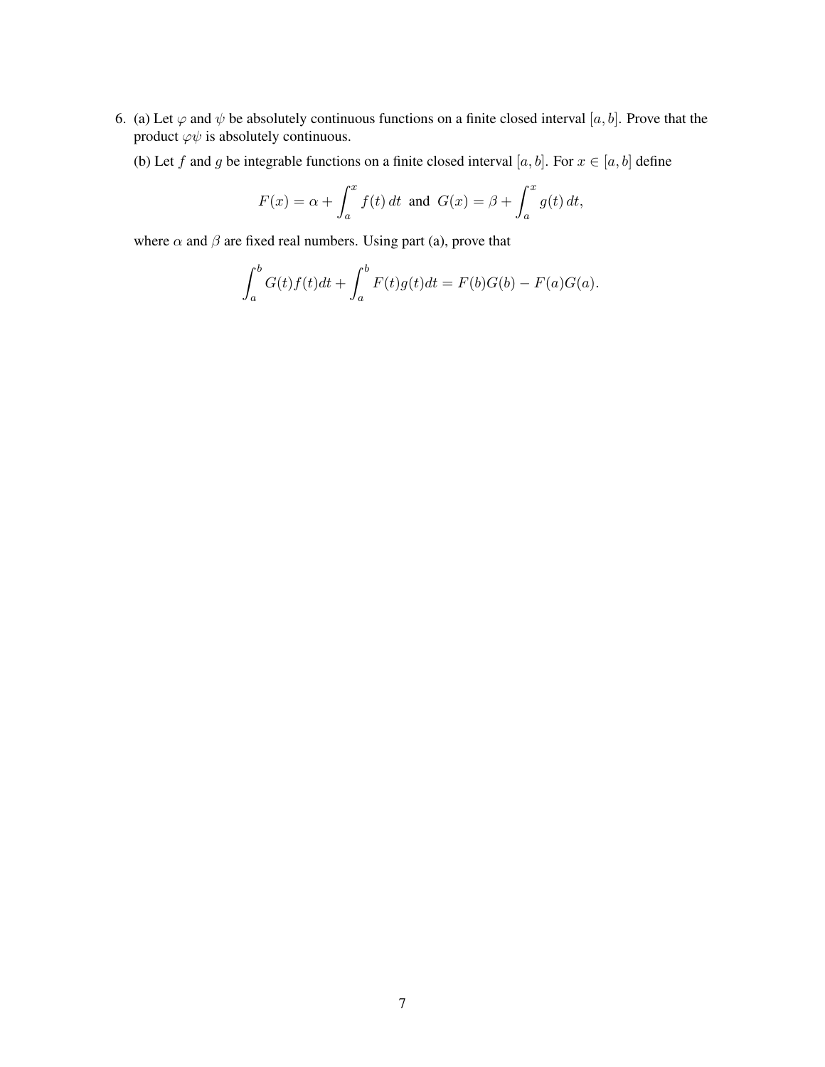6. (a) Let $\varphi$ and $\psi$ be absolutely continuous functions on a finite closed interval $[a, b]$. Prove that the product $\varphi\psi$ is absolutely continuous.

   (b) Let $f$ and $g$ be integrable functions on a finite closed interval $[a, b]$. For $x \in [a, b]$ define

$$F(x) = \alpha + \int_a^x f(t)\, dt \;\text{ and }\; G(x) = \beta + \int_a^x g(t)\, dt,$$

   where $\alpha$ and $\beta$ are fixed real numbers. Using part (a), prove that

$$\int_a^b G(t)f(t)dt + \int_a^b F(t)g(t)dt = F(b)G(b) - F(a)G(a).$$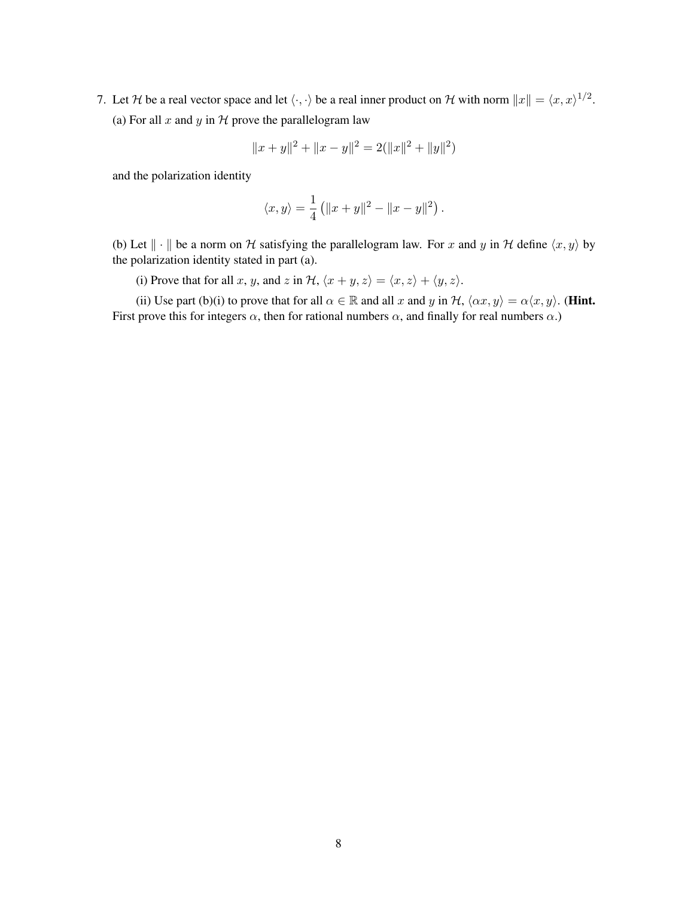7. Let $\mathcal{H}$ be a real vector space and let $\langle \cdot, \cdot \rangle$ be a real inner product on $\mathcal{H}$ with norm $\|x\| = \langle x, x \rangle^{1/2}$.

(a) For all $x$ and $y$ in $\mathcal{H}$ prove the parallelogram law

$$\|x + y\|^2 + \|x - y\|^2 = 2(\|x\|^2 + \|y\|^2)$$

and the polarization identity

$$\langle x, y \rangle = \frac{1}{4}\left(\|x + y\|^2 - \|x - y\|^2\right).$$

(b) Let $\|\cdot\|$ be a norm on $\mathcal{H}$ satisfying the parallelogram law. For $x$ and $y$ in $\mathcal{H}$ define $\langle x, y \rangle$ by the polarization identity stated in part (a).

(i) Prove that for all $x$, $y$, and $z$ in $\mathcal{H}$, $\langle x + y, z \rangle = \langle x, z \rangle + \langle y, z \rangle$.

(ii) Use part (b)(i) to prove that for all $\alpha \in \mathbb{R}$ and all $x$ and $y$ in $\mathcal{H}$, $\langle \alpha x, y \rangle = \alpha \langle x, y \rangle$. (**Hint.** First prove this for integers $\alpha$, then for rational numbers $\alpha$, and finally for real numbers $\alpha$.)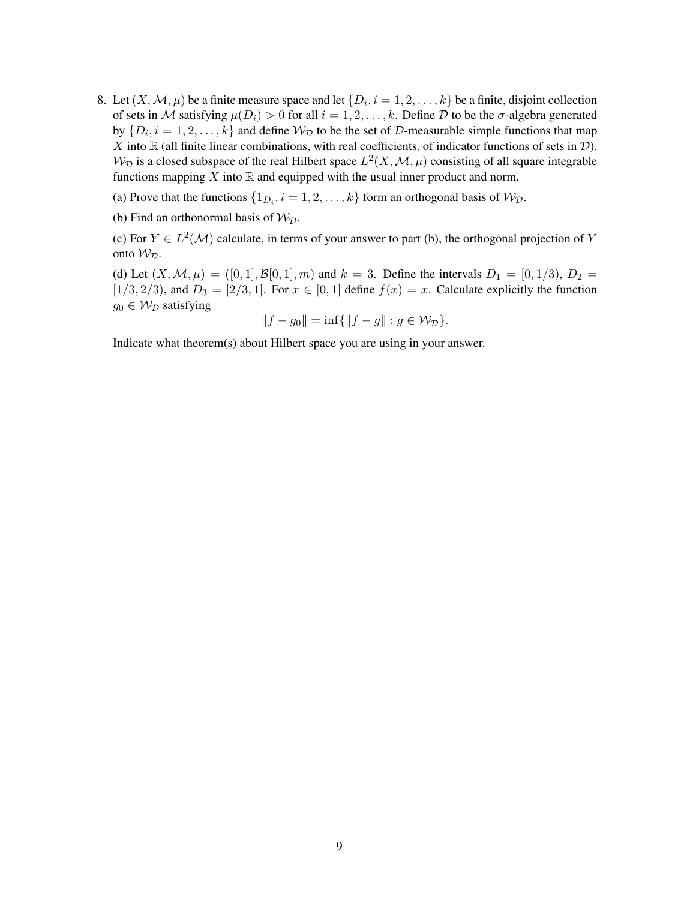8. Let $(X, \mathcal{M}, \mu)$ be a finite measure space and let $\{D_i, i = 1, 2, \ldots, k\}$ be a finite, disjoint collection of sets in $\mathcal{M}$ satisfying $\mu(D_i) > 0$ for all $i = 1, 2, \ldots, k$. Define $\mathcal{D}$ to be the $\sigma$-algebra generated by $\{D_i, i = 1, 2, \ldots, k\}$ and define $\mathcal{W}_{\mathcal{D}}$ to be the set of $\mathcal{D}$-measurable simple functions that map $X$ into $\mathbb{R}$ (all finite linear combinations, with real coefficients, of indicator functions of sets in $\mathcal{D}$). $\mathcal{W}_{\mathcal{D}}$ is a closed subspace of the real Hilbert space $L^2(X, \mathcal{M}, \mu)$ consisting of all square integrable functions mapping $X$ into $\mathbb{R}$ and equipped with the usual inner product and norm.

   (a) Prove that the functions $\{1_{D_i}, i = 1, 2, \ldots, k\}$ form an orthogonal basis of $\mathcal{W}_{\mathcal{D}}$.

   (b) Find an orthonormal basis of $\mathcal{W}_{\mathcal{D}}$.

   (c) For $Y \in L^2(\mathcal{M})$ calculate, in terms of your answer to part (b), the orthogonal projection of $Y$ onto $\mathcal{W}_{\mathcal{D}}$.

   (d) Let $(X, \mathcal{M}, \mu) = ([0, 1], \mathcal{B}[0, 1], m)$ and $k = 3$. Define the intervals $D_1 = [0, 1/3)$, $D_2 = [1/3, 2/3)$, and $D_3 = [2/3, 1]$. For $x \in [0, 1]$ define $f(x) = x$. Calculate explicitly the function $g_0 \in \mathcal{W}_{\mathcal{D}}$ satisfying

   $$\|f - g_0\| = \inf\{\|f - g\| : g \in \mathcal{W}_{\mathcal{D}}\}.$$

   Indicate what theorem(s) about Hilbert space you are using in your answer.